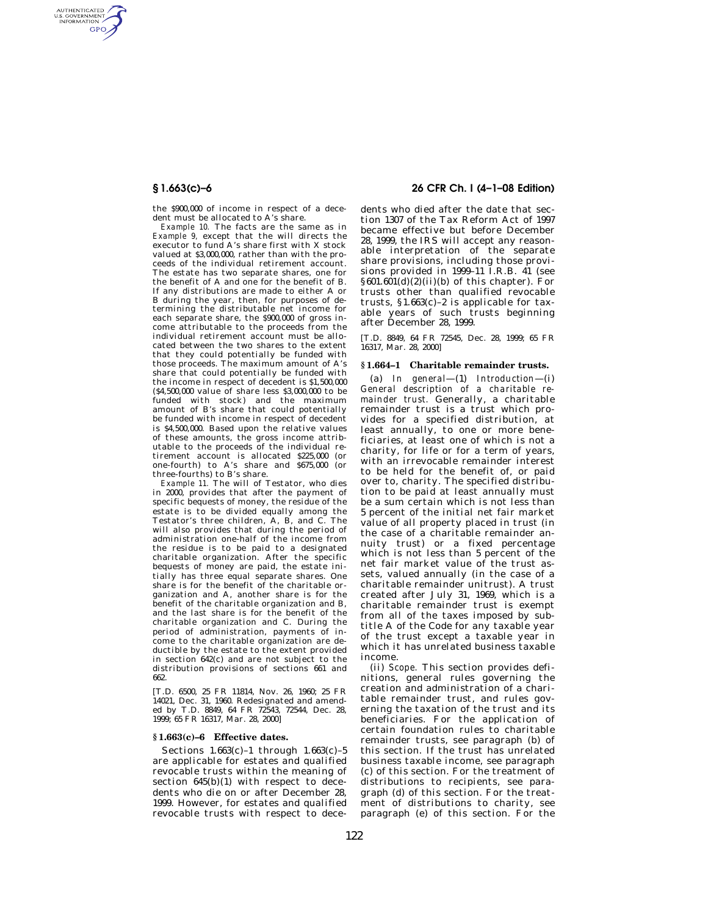the $900,000 of income in respect of a decedent must be allocated to A's share.

*Example 10.* The facts are the same as in *Example 9,* except that the will directs the executor to fund A's share first with X stock valued at $3,000,000, rather than with the proceeds of the individual retirement account. The estate has two separate shares, one for the benefit of A and one for the benefit of B. If any distributions are made to either A or B during the year, then, for purposes of determining the distributable net income for each separate share, the $900,000 of gross income attributable to the proceeds from the individual retirement account must be allocated between the two shares to the extent that they could potentially be funded with those proceeds. The maximum amount of A's share that could potentially be funded with the income in respect of decedent is $1,500,000 ($4,500,000 value of share less $3,000,000 to be funded with stock) and the maximum amount of B's share that could potentially be funded with income in respect of decedent is $4,500,000. Based upon the relative values of these amounts, the gross income attributable to the proceeds of the individual retirement account is allocated $225,000 (or one-fourth) to A's share and $675,000 (or three-fourths) to B's share.

*Example 11.* The will of Testator, who dies in 2000, provides that after the payment of specific bequests of money, the residue of the estate is to be divided equally among the Testator's three children, A, B, and C. The will also provides that during the period of administration one-half of the income from the residue is to be paid to a designated charitable organization. After the specific bequests of money are paid, the estate initially has three equal separate shares. One share is for the benefit of the charitable organization and A, another share is for the benefit of the charitable organization and B, and the last share is for the benefit of the charitable organization and C. During the period of administration, payments of income to the charitable organization are deductible by the estate to the extent provided in section 642(c) and are not subject to the distribution provisions of sections 661 and 662.

[T.D. 6500, 25 FR 11814, Nov. 26, 1960; 25 FR 14021, Dec. 31, 1960. Redesignated and amended by T.D. 8849, 64 FR 72543, 72544, Dec. 28, 1999; 65 FR 16317, Mar. 28, 2000]

## § 1.663(c)–6 Effective dates.

Sections 1.663(c)–1 through 1.663(c)–5 are applicable for estates and qualified revocable trusts within the meaning of section 645(b)(1) with respect to decedents who die on or after December 28, 1999. However, for estates and qualified revocable trusts with respect to decedents who died after the date that section 1307 of the Tax Reform Act of 1997 became effective but before December 28, 1999, the IRS will accept any reasonable interpretation of the separate share provisions, including those provisions provided in 1999–11 I.R.B. 41 (see §601.601(d)(2)(ii)(b) of this chapter). For trusts other than qualified revocable trusts, §1.663(c)–2 is applicable for taxable years of such trusts beginning after December 28, 1999.

[T.D. 8849, 64 FR 72545, Dec. 28, 1999; 65 FR 16317, Mar. 28, 2000]

## § 1.664–1 Charitable remainder trusts.

(a) *In general*—(1) *Introduction*—(i) *General description of a charitable remainder trust.* Generally, a charitable remainder trust is a trust which provides for a specified distribution, at least annually, to one or more beneficiaries, at least one of which is not a charity, for life or for a term of years, with an irrevocable remainder interest to be held for the benefit of, or paid over to, charity. The specified distribution to be paid at least annually must be a sum certain which is not less than 5 percent of the initial net fair market value of all property placed in trust (in the case of a charitable remainder annuity trust) or a fixed percentage which is not less than 5 percent of the net fair market value of the trust assets, valued annually (in the case of a charitable remainder unitrust). A trust created after July 31, 1969, which is a charitable remainder trust is exempt from all of the taxes imposed by subtitle A of the Code for any taxable year of the trust except a taxable year in which it has unrelated business taxable income.

(ii) *Scope.* This section provides definitions, general rules governing the creation and administration of a charitable remainder trust, and rules governing the taxation of the trust and its beneficiaries. For the application of certain foundation rules to charitable remainder trusts, see paragraph (b) of this section. If the trust has unrelated business taxable income, see paragraph (c) of this section. For the treatment of distributions to recipients, see paragraph (d) of this section. For the treatment of distributions to charity, see paragraph (e) of this section. For the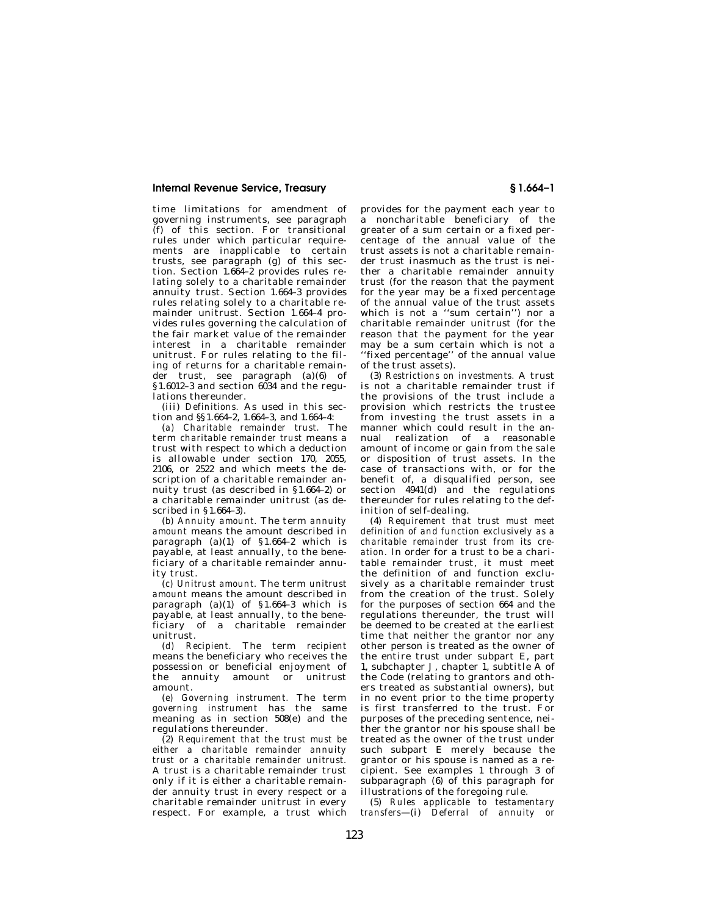time limitations for amendment of governing instruments, see paragraph (f) of this section. For transitional rules under which particular requirements are inapplicable to certain trusts, see paragraph (g) of this section. Section 1.664–2 provides rules relating solely to a charitable remainder annuity trust. Section 1.664–3 provides rules relating solely to a charitable remainder unitrust. Section 1.664–4 provides rules governing the calculation of the fair market value of the remainder interest in a charitable remainder unitrust. For rules relating to the filing of returns for a charitable remainder trust, see paragraph (a)(6) of §1.6012–3 and section 6034 and the regulations thereunder.

(iii) *Definitions.* As used in this section and §§1.664–2, 1.664–3, and 1.664–4:

(*a*) *Charitable remainder trust.* The term *charitable remainder trust* means a trust with respect to which a deduction is allowable under section 170, 2055, 2106, or 2522 and which meets the description of a charitable remainder annuity trust (as described in §1.664–2) or a charitable remainder unitrust (as described in §1.664–3).

(*b*) *Annuity amount.* The term *annuity amount* means the amount described in paragraph (a)(1) of §1.664–2 which is payable, at least annually, to the beneficiary of a charitable remainder annuity trust.

(*c*) *Unitrust amount.* The term *unitrust amount* means the amount described in paragraph (a)(1) of §1.664–3 which is payable, at least annually, to the beneficiary of a charitable remainder unitrust.

(*d*) *Recipient.* The term *recipient* means the beneficiary who receives the possession or beneficial enjoyment of the annuity amount or unitrust amount.

(*e*) *Governing instrument.* The term *governing instrument* has the same meaning as in section 508(e) and the regulations thereunder.

(2) *Requirement that the trust must be either a charitable remainder annuity trust or a charitable remainder unitrust.* A trust is a charitable remainder trust only if it is either a charitable remainder annuity trust in every respect or a charitable remainder unitrust in every respect. For example, a trust which provides for the payment each year to a noncharitable beneficiary of the greater of a sum certain or a fixed percentage of the annual value of the trust assets is not a charitable remainder trust inasmuch as the trust is neither a charitable remainder annuity trust (for the reason that the payment for the year may be a fixed percentage of the annual value of the trust assets which is not a ''sum certain'') nor a charitable remainder unitrust (for the reason that the payment for the year may be a sum certain which is not a ''fixed percentage'' of the annual value of the trust assets).

(3) *Restrictions on investments.* A trust is not a charitable remainder trust if the provisions of the trust include a provision which restricts the trustee from investing the trust assets in a manner which could result in the annual realization of a reasonable amount of income or gain from the sale or disposition of trust assets. In the case of transactions with, or for the benefit of, a disqualified person, see section 4941(d) and the regulations thereunder for rules relating to the definition of self-dealing.

(4) *Requirement that trust must meet definition of and function exclusively as a charitable remainder trust from its creation.* In order for a trust to be a charitable remainder trust, it must meet the definition of and function exclusively as a charitable remainder trust from the creation of the trust. Solely for the purposes of section 664 and the regulations thereunder, the trust will be deemed to be created at the earliest time that neither the grantor nor any other person is treated as the owner of the entire trust under subpart E, part 1, subchapter J, chapter 1, subtitle A of the Code (relating to grantors and others treated as substantial owners), but in no event prior to the time property is first transferred to the trust. For purposes of the preceding sentence, neither the grantor nor his spouse shall be treated as the owner of the trust under such subpart E merely because the grantor or his spouse is named as a recipient. See examples 1 through 3 of subparagraph (6) of this paragraph for illustrations of the foregoing rule.

(5) *Rules applicable to testamentary transfers*—(i) *Deferral of annuity or*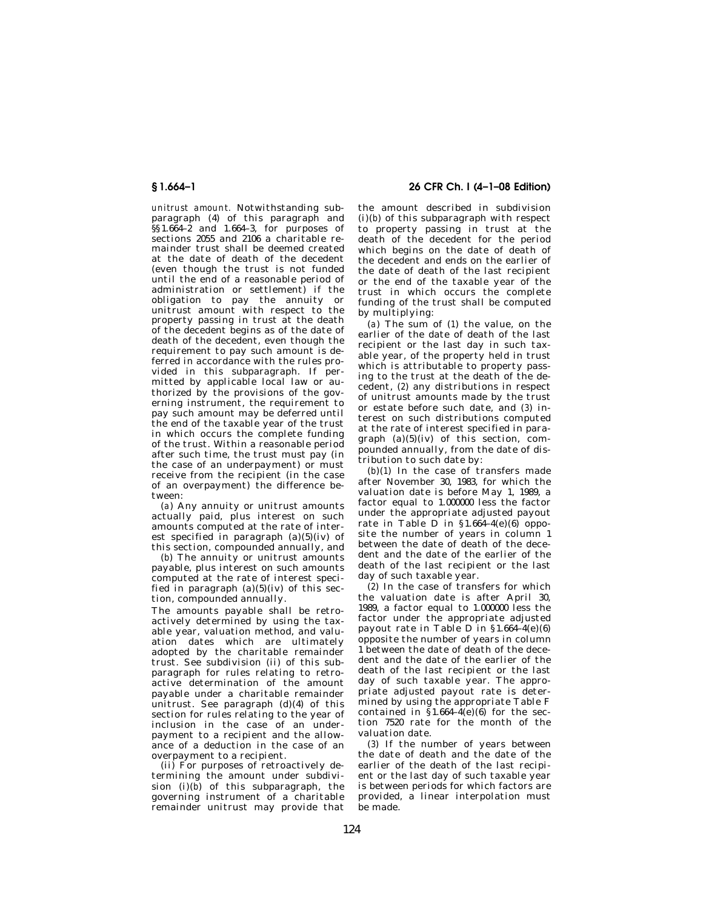*unitrust amount.* Notwithstanding subparagraph (4) of this paragraph and §§1.664–2 and 1.664–3, for purposes of sections 2055 and 2106 a charitable remainder trust shall be deemed created at the date of death of the decedent (even though the trust is not funded until the end of a reasonable period of administration or settlement) if the obligation to pay the annuity or unitrust amount with respect to the property passing in trust at the death of the decedent begins as of the date of death of the decedent, even though the requirement to pay such amount is deferred in accordance with the rules provided in this subparagraph. If permitted by applicable local law or authorized by the provisions of the governing instrument, the requirement to pay such amount may be deferred until the end of the taxable year of the trust in which occurs the complete funding of the trust. Within a reasonable period after such time, the trust must pay (in the case of an underpayment) or must receive from the recipient (in the case of an overpayment) the difference between:

(*a*) Any annuity or unitrust amounts actually paid, plus interest on such amounts computed at the rate of interest specified in paragraph (a)(5)(iv) of this section, compounded annually, and

(*b*) The annuity or unitrust amounts payable, plus interest on such amounts computed at the rate of interest specified in paragraph (a)(5)(iv) of this section, compounded annually.

The amounts payable shall be retroactively determined by using the taxable year, valuation method, and valuation dates which are ultimately adopted by the charitable remainder trust. See subdivision (ii) of this subparagraph for rules relating to retroactive determination of the amount payable under a charitable remainder unitrust. See paragraph (d)(4) of this section for rules relating to the year of inclusion in the case of an underpayment to a recipient and the allowance of a deduction in the case of an overpayment to a recipient.

(ii) For purposes of retroactively determining the amount under subdivision (i)(*b*) of this subparagraph, the governing instrument of a charitable remainder unitrust may provide that the amount described in subdivision (i)(*b*) of this subparagraph with respect to property passing in trust at the death of the decedent for the period which begins on the date of death of the decedent and ends on the earlier of the date of death of the last recipient or the end of the taxable year of the trust in which occurs the complete funding of the trust shall be computed by multiplying:

(*a*) The sum of (*1*) the value, on the earlier of the date of death of the last recipient or the last day in such taxable year, of the property held in trust which is attributable to property passing to the trust at the death of the decedent, (*2*) any distributions in respect of unitrust amounts made by the trust or estate before such date, and (*3*) interest on such distributions computed at the rate of interest specified in paragraph (a)(5)(iv) of this section, compounded annually, from the date of distribution to such date by:

(*b*)(*1*) In the case of transfers made after November 30, 1983, for which the valuation date is before May 1, 1989, a factor equal to 1.000000 less the factor under the appropriate adjusted payout rate in Table D in §1.664–4(e)(6) opposite the number of years in column 1 between the date of death of the decedent and the date of the earlier of the death of the last recipient or the last day of such taxable year.

(*2*) In the case of transfers for which the valuation date is after April 30, 1989, a factor equal to 1.000000 less the factor under the appropriate adjusted payout rate in Table D in §1.664–4(e)(6) opposite the number of years in column 1 between the date of death of the decedent and the date of the earlier of the death of the last recipient or the last day of such taxable year. The appropriate adjusted payout rate is determined by using the appropriate Table F contained in §1.664–4(e)(6) for the section 7520 rate for the month of the valuation date.

(*3*) If the number of years between the date of death and the date of the earlier of the death of the last recipient or the last day of such taxable year is between periods for which factors are provided, a linear interpolation must be made.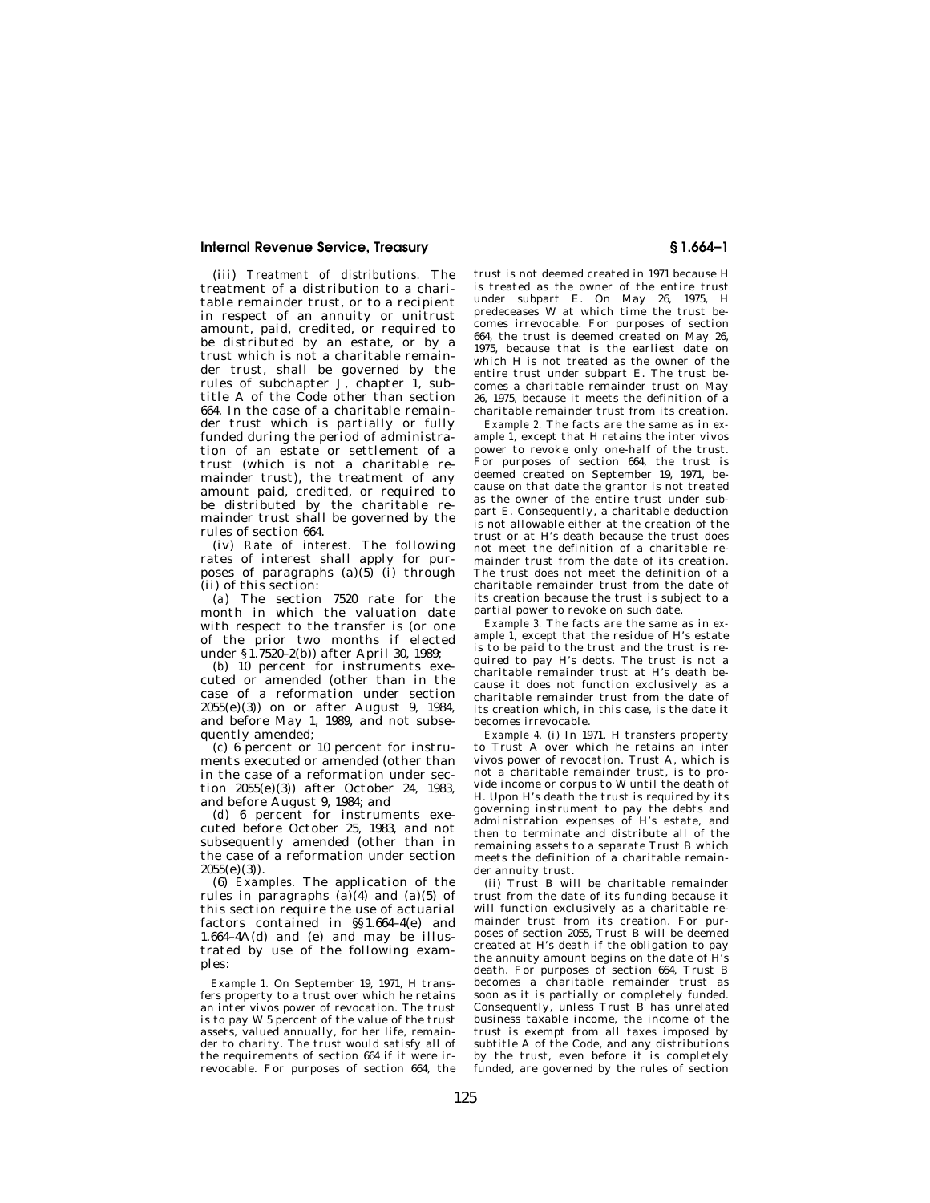(iii) *Treatment of distributions.* The treatment of a distribution to a charitable remainder trust, or to a recipient in respect of an annuity or unitrust amount, paid, credited, or required to be distributed by an estate, or by a trust which is not a charitable remainder trust, shall be governed by the rules of subchapter J, chapter 1, subtitle A of the Code other than section 664. In the case of a charitable remainder trust which is partially or fully funded during the period of administration of an estate or settlement of a trust (which is not a charitable remainder trust), the treatment of any amount paid, credited, or required to be distributed by the charitable remainder trust shall be governed by the rules of section 664.

(iv) *Rate of interest.* The following rates of interest shall apply for purposes of paragraphs (a)(5) (i) through (ii) of this section:

(*a*) The section 7520 rate for the month in which the valuation date with respect to the transfer is (or one of the prior two months if elected under §1.7520–2(b)) after April 30, 1989;

(*b*) 10 percent for instruments executed or amended (other than in the case of a reformation under section 2055(e)(3)) on or after August 9, 1984, and before May 1, 1989, and not subsequently amended;

(*c*) 6 percent or 10 percent for instruments executed or amended (other than in the case of a reformation under section 2055(e)(3)) after October 24, 1983, and before August 9, 1984; and

(*d*) 6 percent for instruments executed before October 25, 1983, and not subsequently amended (other than in the case of a reformation under section 2055(e)(3)).

(6) *Examples.* The application of the rules in paragraphs (a)(4) and (a)(5) of this section require the use of actuarial factors contained in §§1.664–4(e) and 1.664–4A(d) and (e) and may be illustrated by use of the following examples:

*Example 1.* On September 19, 1971, H transfers property to a trust over which he retains an inter vivos power of revocation. The trust is to pay W 5 percent of the value of the trust assets, valued annually, for her life, remainder to charity. The trust would satisfy all of the requirements of section 664 if it were irrevocable. For purposes of section 664, the trust is not deemed created in 1971 because H is treated as the owner of the entire trust under subpart E. On May 26, 1975, H predeceases W at which time the trust becomes irrevocable. For purposes of section 664, the trust is deemed created on May 26, 1975, because that is the earliest date on which H is not treated as the owner of the entire trust under subpart E. The trust becomes a charitable remainder trust on May 26, 1975, because it meets the definition of a charitable remainder trust from its creation.

*Example 2.* The facts are the same as in *example 1,* except that H retains the inter vivos power to revoke only one-half of the trust. For purposes of section 664, the trust is deemed created on September 19, 1971, because on that date the grantor is not treated as the owner of the entire trust under subpart E. Consequently, a charitable deduction is not allowable either at the creation of the trust or at H's death because the trust does not meet the definition of a charitable remainder trust from the date of its creation. The trust does not meet the definition of a charitable remainder trust from the date of its creation because the trust is subject to a partial power to revoke on such date.

*Example 3.* The facts are the same as in *example 1,* except that the residue of H's estate is to be paid to the trust and the trust is required to pay H's debts. The trust is not a charitable remainder trust at H's death because it does not function exclusively as a charitable remainder trust from the date of its creation which, in this case, is the date it becomes irrevocable.

*Example 4.* (i) In 1971, H transfers property to Trust A over which he retains an inter vivos power of revocation. Trust A, which is not a charitable remainder trust, is to provide income or corpus to W until the death of H. Upon H's death the trust is required by its governing instrument to pay the debts and administration expenses of H's estate, and then to terminate and distribute all of the remaining assets to a separate Trust B which meets the definition of a charitable remainder annuity trust.

(ii) Trust B will be charitable remainder trust from the date of its funding because it will function exclusively as a charitable remainder trust from its creation. For purposes of section 2055, Trust B will be deemed created at H's death if the obligation to pay the annuity amount begins on the date of H's death. For purposes of section 664, Trust B becomes a charitable remainder trust as soon as it is partially or completely funded. Consequently, unless Trust B has unrelated business taxable income, the income of the trust is exempt from all taxes imposed by subtitle A of the Code, and any distributions by the trust, even before it is completely funded, are governed by the rules of section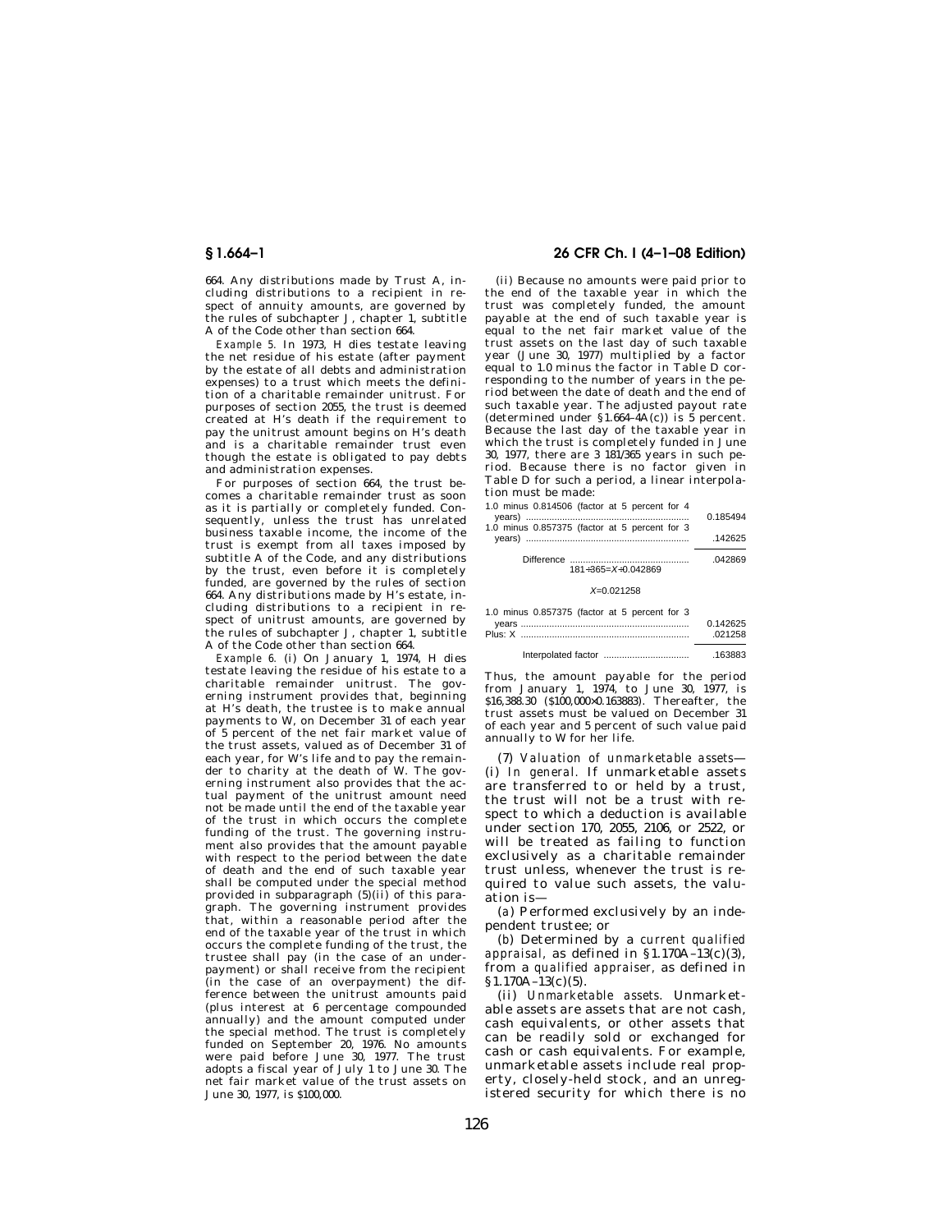664. Any distributions made by Trust A, including distributions to a recipient in respect of annuity amounts, are governed by the rules of subchapter J, chapter 1, subtitle A of the Code other than section 664.

*Example 5.* In 1973, H dies testate leaving the net residue of his estate (after payment by the estate of all debts and administration expenses) to a trust which meets the definition of a charitable remainder unitrust. For purposes of section 2055, the trust is deemed created at H's death if the requirement to pay the unitrust amount begins on H's death and is a charitable remainder trust even though the estate is obligated to pay debts and administration expenses.

For purposes of section 664, the trust becomes a charitable remainder trust as soon as it is partially or completely funded. Consequently, unless the trust has unrelated business taxable income, the income of the trust is exempt from all taxes imposed by subtitle A of the Code, and any distributions by the trust, even before it is completely funded, are governed by the rules of section 664. Any distributions made by H's estate, including distributions to a recipient in respect of unitrust amounts, are governed by the rules of subchapter J, chapter 1, subtitle A of the Code other than section 664.

*Example 6.* (i) On January 1, 1974, H dies testate leaving the residue of his estate to a charitable remainder unitrust. The governing instrument provides that, beginning at H's death, the trustee is to make annual payments to W, on December 31 of each year of 5 percent of the net fair market value of the trust assets, valued as of December 31 of each year, for W's life and to pay the remainder to charity at the death of W. The governing instrument also provides that the actual payment of the unitrust amount need not be made until the end of the taxable year of the trust in which occurs the complete funding of the trust. The governing instrument also provides that the amount payable with respect to the period between the date of death and the end of such taxable year shall be computed under the special method provided in subparagraph (5)(ii) of this paragraph. The governing instrument provides that, within a reasonable period after the end of the taxable year of the trust in which occurs the complete funding of the trust, the trustee shall pay (in the case of an underpayment) or shall receive from the recipient (in the case of an overpayment) the difference between the unitrust amounts paid (plus interest at 6 percentage compounded annually) and the amount computed under the special method. The trust is completely funded on September 20, 1976. No amounts were paid before June 30, 1977. The trust adopts a fiscal year of July 1 to June 30. The net fair market value of the trust assets on June 30, 1977, is $100,000.

(ii) Because no amounts were paid prior to the end of the taxable year in which the trust was completely funded, the amount payable at the end of such taxable year is equal to the net fair market value of the trust assets on the last day of such taxable year (June 30, 1977) multiplied by a factor equal to 1.0 minus the factor in Table D corresponding to the number of years in the period between the date of death and the end of such taxable year. The adjusted payout rate (determined under §1.664–4A(c)) is 5 percent. Because the last day of the taxable year in which the trust is completely funded in June 30, 1977, there are 3 181/365 years in such period. Because there is no factor given in Table D for such a period, a linear interpolation must be made:

| | |
|---|---|
| 1.0 minus 0.814506 (factor at 5 percent for 4 years) | 0.185494 |
| 1.0 minus 0.857375 (factor at 5 percent for 3 years) | .142625 |
| Difference | .042869 |

$181 \div 365 = X \div 0.042869$

$X = 0.021258$

| | |
|---|---|
| 1.0 minus 0.857375 (factor at 5 percent for 3 years | 0.142625 |
| Plus: X | .021258 |
| Interpolated factor | .163883 |

Thus, the amount payable for the period from January 1, 1974, to June 30, 1977, is $16,388.30 ($100,000×0.163883). Thereafter, the trust assets must be valued on December 31 of each year and 5 percent of such value paid annually to W for her life.

(7) *Valuation of unmarketable assets*—(i) *In general.* If unmarketable assets are transferred to or held by a trust, the trust will not be a trust with respect to which a deduction is available under section 170, 2055, 2106, or 2522, or will be treated as failing to function exclusively as a charitable remainder trust unless, whenever the trust is required to value such assets, the valuation is—

(*a*) Performed exclusively by an independent trustee; or

(*b*) Determined by a *current qualified appraisal,* as defined in §1.170A–13(c)(3), from a *qualified appraiser,* as defined in §1.170A–13(c)(5).

(ii) *Unmarketable assets.* Unmarketable assets are assets that are not cash, cash equivalents, or other assets that can be readily sold or exchanged for cash or cash equivalents. For example, unmarketable assets include real property, closely-held stock, and an unregistered security for which there is no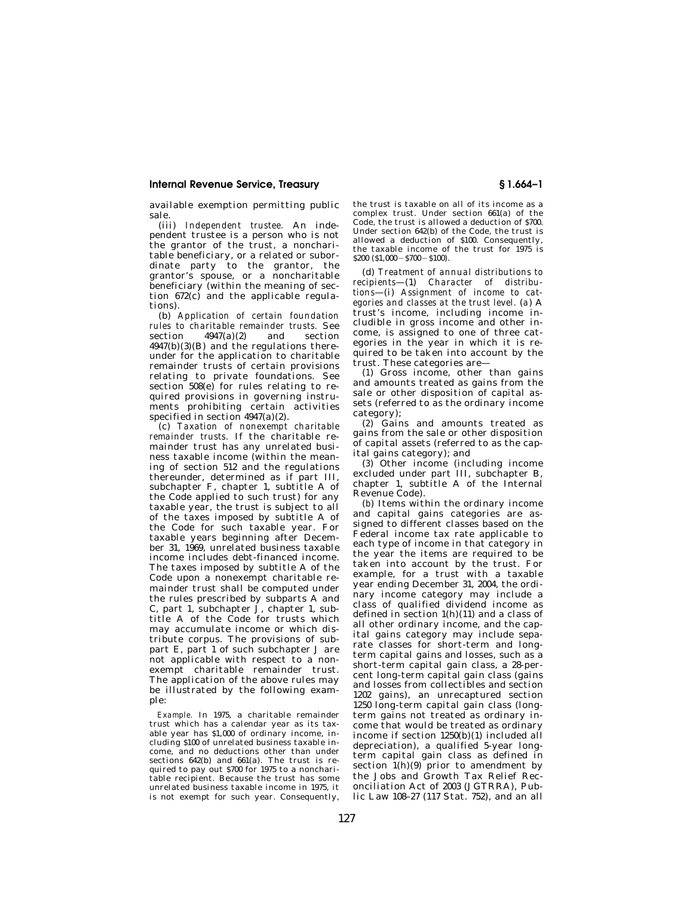available exemption permitting public sale.

(iii) *Independent trustee.* An independent trustee is a person who is not the grantor of the trust, a noncharitable beneficiary, or a related or subordinate party to the grantor, the grantor's spouse, or a noncharitable beneficiary (within the meaning of section 672(c) and the applicable regulations).

(b) *Application of certain foundation rules to charitable remainder trusts.* See section 4947(a)(2) and section 4947(b)(3)(B) and the regulations thereunder for the application to charitable remainder trusts of certain provisions relating to private foundations. See section 508(e) for rules relating to required provisions in governing instruments prohibiting certain activities specified in section 4947(a)(2).

(c) *Taxation of nonexempt charitable remainder trusts.* If the charitable remainder trust has any unrelated business taxable income (within the meaning of section 512 and the regulations thereunder, determined as if part III, subchapter F, chapter 1, subtitle A of the Code applied to such trust) for any taxable year, the trust is subject to all of the taxes imposed by subtitle A of the Code for such taxable year. For taxable years beginning after December 31, 1969, unrelated business taxable income includes debt-financed income. The taxes imposed by subtitle A of the Code upon a nonexempt charitable remainder trust shall be computed under the rules prescribed by subparts A and C, part 1, subchapter J, chapter 1, subtitle A of the Code for trusts which may accumulate income or which distribute corpus. The provisions of subpart E, part 1 of such subchapter J are not applicable with respect to a nonexempt charitable remainder trust. The application of the above rules may be illustrated by the following example:

*Example.* In 1975, a charitable remainder trust which has a calendar year as its taxable year has $1,000 of ordinary income, including $100 of unrelated business taxable income, and no deductions other than under sections 642(b) and 661(a). The trust is required to pay out $700 for 1975 to a noncharitable recipient. Because the trust has some unrelated business taxable income in 1975, it is not exempt for such year. Consequently, the trust is taxable on all of its income as a complex trust. Under section 661(a) of the Code, the trust is allowed a deduction of $700. Under section 642(b) of the Code, the trust is allowed a deduction of $100. Consequently, the taxable income of the trust for 1975 is $200 ($1,000 − $700 − $100).

(d) *Treatment of annual distributions to recipients*—(1) *Character of distributions*—(i) *Assignment of income to categories and classes at the trust level.* (*a*) A trust's income, including income includible in gross income and other income, is assigned to one of three categories in the year in which it is required to be taken into account by the trust. These categories are—

(*1*) Gross income, other than gains and amounts treated as gains from the sale or other disposition of capital assets (referred to as the ordinary income category);

(*2*) Gains and amounts treated as gains from the sale or other disposition of capital assets (referred to as the capital gains category); and

(*3*) Other income (including income excluded under part III, subchapter B, chapter 1, subtitle A of the Internal Revenue Code).

(*b*) Items within the ordinary income and capital gains categories are assigned to different classes based on the Federal income tax rate applicable to each type of income in that category in the year the items are required to be taken into account by the trust. For example, for a trust with a taxable year ending December 31, 2004, the ordinary income category may include a class of qualified dividend income as defined in section 1(h)(11) and a class of all other ordinary income, and the capital gains category may include separate classes for short-term and long-term capital gains and losses, such as a short-term capital gain class, a 28-percent long-term capital gain class (gains and losses from collectibles and section 1202 gains), an unrecaptured section 1250 long-term capital gain class (long-term gains not treated as ordinary income that would be treated as ordinary income if section 1250(b)(1) included all depreciation), a qualified 5-year long-term capital gain class as defined in section 1(h)(9) prior to amendment by the Jobs and Growth Tax Relief Reconciliation Act of 2003 (JGTRRA), Public Law 108–27 (117 Stat. 752), and an all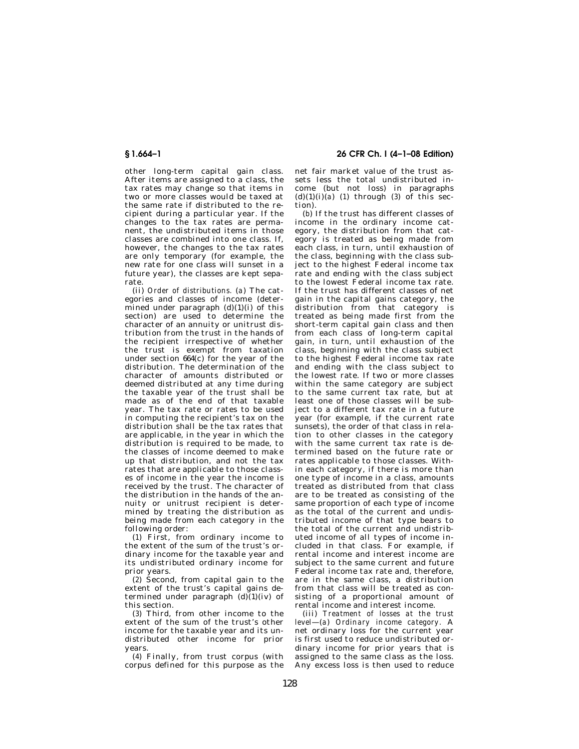other long-term capital gain class. After items are assigned to a class, the tax rates may change so that items in two or more classes would be taxed at the same rate if distributed to the recipient during a particular year. If the changes to the tax rates are permanent, the undistributed items in those classes are combined into one class. If, however, the changes to the tax rates are only temporary (for example, the new rate for one class will sunset in a future year), the classes are kept separate.

(ii) *Order of distributions.* (*a*) The categories and classes of income (determined under paragraph (d)(1)(i) of this section) are used to determine the character of an annuity or unitrust distribution from the trust in the hands of the recipient irrespective of whether the trust is exempt from taxation under section 664(c) for the year of the distribution. The determination of the character of amounts distributed or deemed distributed at any time during the taxable year of the trust shall be made as of the end of that taxable year. The tax rate or rates to be used in computing the recipient's tax on the distribution shall be the tax rates that are applicable, in the year in which the distribution is required to be made, to the classes of income deemed to make up that distribution, and not the tax rates that are applicable to those classes of income in the year the income is received by the trust. The character of the distribution in the hands of the annuity or unitrust recipient is determined by treating the distribution as being made from each category in the following order:

(*1*) First, from ordinary income to the extent of the sum of the trust's ordinary income for the taxable year and its undistributed ordinary income for prior years.

(*2*) Second, from capital gain to the extent of the trust's capital gains determined under paragraph (d)(1)(iv) of this section.

(*3*) Third, from other income to the extent of the sum of the trust's other income for the taxable year and its undistributed other income for prior years.

(*4*) Finally, from trust corpus (with corpus defined for this purpose as the net fair market value of the trust assets less the total undistributed income (but not loss) in paragraphs (d)(1)(i)(*a*) (*1*) through (*3*) of this section).

(*b*) If the trust has different classes of income in the ordinary income category, the distribution from that category is treated as being made from each class, in turn, until exhaustion of the class, beginning with the class subject to the highest Federal income tax rate and ending with the class subject to the lowest Federal income tax rate. If the trust has different classes of net gain in the capital gains category, the distribution from that category is treated as being made first from the short-term capital gain class and then from each class of long-term capital gain, in turn, until exhaustion of the class, beginning with the class subject to the highest Federal income tax rate and ending with the class subject to the lowest rate. If two or more classes within the same category are subject to the same current tax rate, but at least one of those classes will be subject to a different tax rate in a future year (for example, if the current rate sunsets), the order of that class in relation to other classes in the category with the same current tax rate is determined based on the future rate or rates applicable to those classes. Within each category, if there is more than one type of income in a class, amounts treated as distributed from that class are to be treated as consisting of the same proportion of each type of income as the total of the current and undistributed income of that type bears to the total of the current and undistributed income of all types of income included in that class. For example, if rental income and interest income are subject to the same current and future Federal income tax rate and, therefore, are in the same class, a distribution from that class will be treated as consisting of a proportional amount of rental income and interest income.

(iii) *Treatment of losses at the trust level*—(*a*) *Ordinary income category.* A net ordinary loss for the current year is first used to reduce undistributed ordinary income for prior years that is assigned to the same class as the loss. Any excess loss is then used to reduce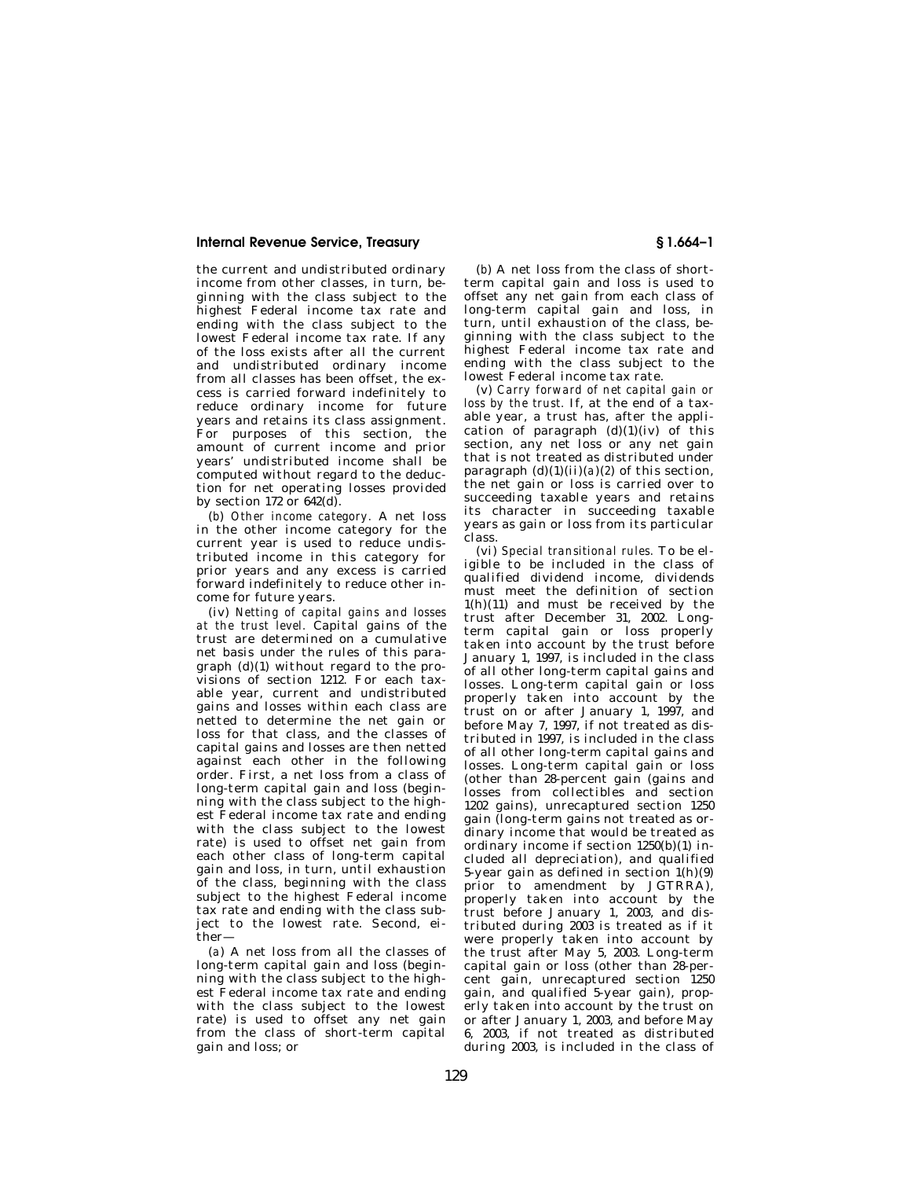the current and undistributed ordinary income from other classes, in turn, beginning with the class subject to the highest Federal income tax rate and ending with the class subject to the lowest Federal income tax rate. If any of the loss exists after all the current and undistributed ordinary income from all classes has been offset, the excess is carried forward indefinitely to reduce ordinary income for future years and retains its class assignment. For purposes of this section, the amount of current income and prior years' undistributed income shall be computed without regard to the deduction for net operating losses provided by section 172 or 642(d).

(*b*) *Other income category.* A net loss in the other income category for the current year is used to reduce undistributed income in this category for prior years and any excess is carried forward indefinitely to reduce other income for future years.

(iv) *Netting of capital gains and losses at the trust level.* Capital gains of the trust are determined on a cumulative net basis under the rules of this paragraph (d)(1) without regard to the provisions of section 1212. For each taxable year, current and undistributed gains and losses within each class are netted to determine the net gain or loss for that class, and the classes of capital gains and losses are then netted against each other in the following order. First, a net loss from a class of long-term capital gain and loss (beginning with the class subject to the highest Federal income tax rate and ending with the class subject to the lowest rate) is used to offset net gain from each other class of long-term capital gain and loss, in turn, until exhaustion of the class, beginning with the class subject to the highest Federal income tax rate and ending with the class subject to the lowest rate. Second, either—

(*a*) A net loss from all the classes of long-term capital gain and loss (beginning with the class subject to the highest Federal income tax rate and ending with the class subject to the lowest rate) is used to offset any net gain from the class of short-term capital gain and loss; or

(*b*) A net loss from the class of short-term capital gain and loss is used to offset any net gain from each class of long-term capital gain and loss, in turn, until exhaustion of the class, beginning with the class subject to the highest Federal income tax rate and ending with the class subject to the lowest Federal income tax rate.

(v) *Carry forward of net capital gain or loss by the trust.* If, at the end of a taxable year, a trust has, after the application of paragraph (d)(1)(iv) of this section, any net loss or any net gain that is not treated as distributed under paragraph (d)(1)(ii)(*a*)(*2*) of this section, the net gain or loss is carried over to succeeding taxable years and retains its character in succeeding taxable years as gain or loss from its particular class.

(vi) *Special transitional rules.* To be eligible to be included in the class of qualified dividend income, dividends must meet the definition of section 1(h)(11) and must be received by the trust after December 31, 2002. Long-term capital gain or loss properly taken into account by the trust before January 1, 1997, is included in the class of all other long-term capital gains and losses. Long-term capital gain or loss properly taken into account by the trust on or after January 1, 1997, and before May 7, 1997, if not treated as distributed in 1997, is included in the class of all other long-term capital gains and losses. Long-term capital gain or loss (other than 28-percent gain (gains and losses from collectibles and section 1202 gains), unrecaptured section 1250 gain (long-term gains not treated as ordinary income that would be treated as ordinary income if section 1250(b)(1) included all depreciation), and qualified 5-year gain as defined in section 1(h)(9) prior to amendment by JGTRRA), properly taken into account by the trust before January 1, 2003, and distributed during 2003 is treated as if it were properly taken into account by the trust after May 5, 2003. Long-term capital gain or loss (other than 28-percent gain, unrecaptured section 1250 gain, and qualified 5-year gain), properly taken into account by the trust on or after January 1, 2003, and before May 6, 2003, if not treated as distributed during 2003, is included in the class of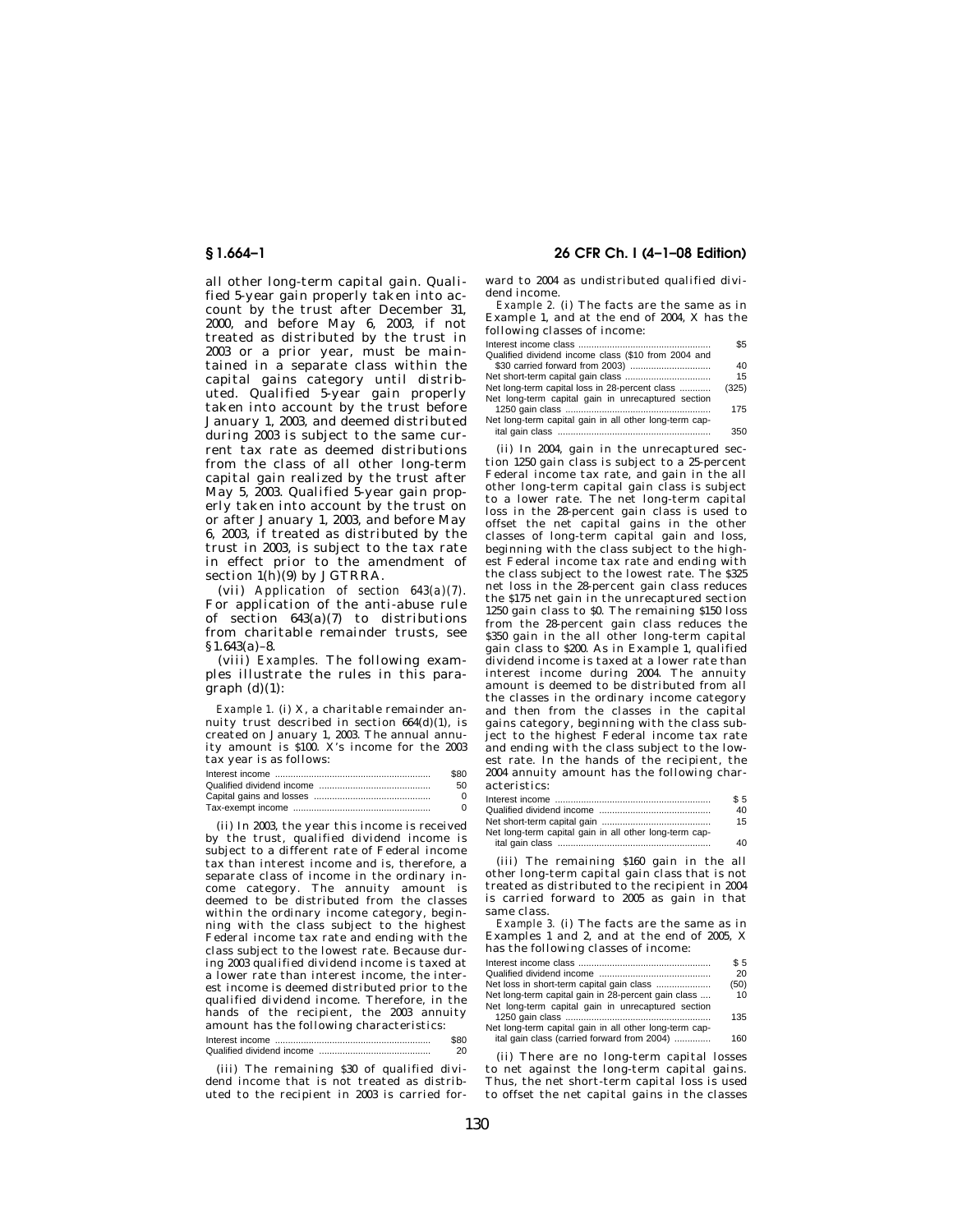all other long-term capital gain. Qualified 5-year gain properly taken into account by the trust after December 31, 2000, and before May 6, 2003, if not treated as distributed by the trust in 2003 or a prior year, must be maintained in a separate class within the capital gains category until distributed. Qualified 5-year gain properly taken into account by the trust before January 1, 2003, and deemed distributed during 2003 is subject to the same current tax rate as deemed distributions from the class of all other long-term capital gain realized by the trust after May 5, 2003. Qualified 5-year gain properly taken into account by the trust on or after January 1, 2003, and before May 6, 2003, if treated as distributed by the trust in 2003, is subject to the tax rate in effect prior to the amendment of section 1(h)(9) by JGTRRA.

(vii) *Application of section 643(a)(7).* For application of the anti-abuse rule of section 643(a)(7) to distributions from charitable remainder trusts, see §1.643(a)–8.

(viii) *Examples.* The following examples illustrate the rules in this paragraph (d)(1):

*Example 1.* (i) X, a charitable remainder annuity trust described in section 664(d)(1), is created on January 1, 2003. The annual annuity amount is $100. X's income for the 2003 tax year is as follows:

| | |
|---|---|
| Interest income | $80 |
| Qualified dividend income | 50 |
| Capital gains and losses | 0 |
| Tax-exempt income | 0 |

(ii) In 2003, the year this income is received by the trust, qualified dividend income is subject to a different rate of Federal income tax than interest income and is, therefore, a separate class of income in the ordinary income category. The annuity amount is deemed to be distributed from the classes within the ordinary income category, beginning with the class subject to the highest Federal income tax rate and ending with the class subject to the lowest rate. Because during 2003 qualified dividend income is taxed at a lower rate than interest income, the interest income is deemed distributed prior to the qualified dividend income. Therefore, in the hands of the recipient, the 2003 annuity amount has the following characteristics:

| | |
|---|---|
| Interest income | $80 |
| Qualified dividend income | 20 |

(iii) The remaining $30 of qualified dividend income that is not treated as distributed to the recipient in 2003 is carried forward to 2004 as undistributed qualified dividend income.

*Example 2.* (i) The facts are the same as in Example 1, and at the end of 2004, X has the following classes of income:

| | |
|---|---|
| Interest income class | $5 |
| Qualified dividend income class ($10 from 2004 and $30 carried forward from 2003) | 40 |
| Net short-term capital gain class | 15 |
| Net long-term capital loss in 28-percent class | (325) |
| Net long-term capital gain in unrecaptured section 1250 gain class | 175 |
| Net long-term capital gain in all other long-term capital gain class | 350 |

(ii) In 2004, gain in the unrecaptured section 1250 gain class is subject to a 25-percent Federal income tax rate, and gain in the all other long-term capital gain class is subject to a lower rate. The net long-term capital loss in the 28-percent gain class is used to offset the net capital gains in the other classes of long-term capital gain and loss, beginning with the class subject to the highest Federal income tax rate and ending with the class subject to the lowest rate. The $325 net loss in the 28-percent gain class reduces the $175 net gain in the unrecaptured section 1250 gain class to $0. The remaining $150 loss from the 28-percent gain class reduces the $350 gain in the all other long-term capital gain class to $200. As in Example 1, qualified dividend income is taxed at a lower rate than interest income during 2004. The annuity amount is deemed to be distributed from all the classes in the ordinary income category and then from the classes in the capital gains category, beginning with the class subject to the highest Federal income tax rate and ending with the class subject to the lowest rate. In the hands of the recipient, the 2004 annuity amount has the following characteristics:

| | |
|---|---|
| Interest income | $5 |
| Qualified dividend income | 40 |
| Net short-term capital gain | 15 |
| Net long-term capital gain in all other long-term capital gain class | 40 |

(iii) The remaining $160 gain in the all other long-term capital gain class that is not treated as distributed to the recipient in 2004 is carried forward to 2005 as gain in that same class.

*Example 3.* (i) The facts are the same as in Examples 1 and 2, and at the end of 2005, X has the following classes of income:

| | |
|---|---|
| Interest income class | $5 |
| Qualified dividend income | 20 |
| Net loss in short-term capital gain class | (50) |
| Net long-term capital gain in 28-percent gain class | 10 |
| Net long-term capital gain in unrecaptured section 1250 gain class | 135 |
| Net long-term capital gain in all other long-term capital gain class (carried forward from 2004) | 160 |

(ii) There are no long-term capital losses to net against the long-term capital gains. Thus, the net short-term capital loss is used to offset the net capital gains in the classes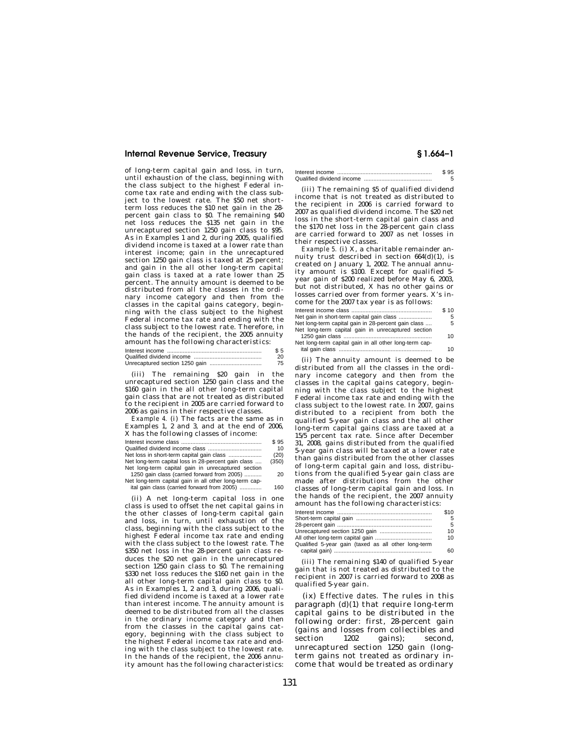of long-term capital gain and loss, in turn, until exhaustion of the class, beginning with the class subject to the highest Federal income tax rate and ending with the class subject to the lowest rate. The $50 net short-term loss reduces the $10 net gain in the 28-percent gain class to $0. The remaining $40 net loss reduces the $135 net gain in the unrecaptured section 1250 gain class to $95. As in Examples 1 and 2, during 2005, qualified dividend income is taxed at a lower rate than interest income; gain in the unrecaptured section 1250 gain class is taxed at 25 percent; and gain in the all other long-term capital gain class is taxed at a rate lower than 25 percent. The annuity amount is deemed to be distributed from all the classes in the ordinary income category and then from the classes in the capital gains category, beginning with the class subject to the highest Federal income tax rate and ending with the class subject to the lowest rate. Therefore, in the hands of the recipient, the 2005 annuity amount has the following characteristics:

| | |
|---|---|
| Interest income | $ 5 |
| Qualified dividend income | 20 |
| Unrecaptured section 1250 gain | 75 |

(iii) The remaining $20 gain in the unrecaptured section 1250 gain class and the $160 gain in the all other long-term capital gain class that are not treated as distributed to the recipient in 2005 are carried forward to 2006 as gains in their respective classes.

*Example 4.* (i) The facts are the same as in Examples 1, 2 and 3, and at the end of 2006, X has the following classes of income:

| | |
|---|---|
| Interest income class | $ 95 |
| Qualified dividend income class | 10 |
| Net loss in short-term capital gain class | (20) |
| Net long-term capital loss in 28-percent gain class | (350) |
| Net long-term capital gain in unrecaptured section 1250 gain class (carried forward from 2005) | 20 |
| Net long-term capital gain in all other long-term capital gain class (carried forward from 2005) | 160 |

(ii) A net long-term capital loss in one class is used to offset the net capital gains in the other classes of long-term capital gain and loss, in turn, until exhaustion of the class, beginning with the class subject to the highest Federal income tax rate and ending with the class subject to the lowest rate. The $350 net loss in the 28-percent gain class reduces the $20 net gain in the unrecaptured section 1250 gain class to $0. The remaining $330 net loss reduces the $160 net gain in the all other long-term capital gain class to $0. As in Examples 1, 2 and 3, during 2006, qualified dividend income is taxed at a lower rate than interest income. The annuity amount is deemed to be distributed from all the classes in the ordinary income category and then from the classes in the capital gains category, beginning with the class subject to the highest Federal income tax rate and ending with the class subject to the lowest rate. In the hands of the recipient, the 2006 annuity amount has the following characteristics:

| | |
|---|---|
| Interest income | $ 95 |
| Qualified dividend income | 5 |

(iii) The remaining $5 of qualified dividend income that is not treated as distributed to the recipient in 2006 is carried forward to 2007 as qualified dividend income. The $20 net loss in the short-term capital gain class and the $170 net loss in the 28-percent gain class are carried forward to 2007 as net losses in their respective classes.

*Example 5.* (i) X, a charitable remainder annuity trust described in section 664(d)(1), is created on January 1, 2002. The annual annuity amount is $100. Except for qualified 5-year gain of $200 realized before May 6, 2003, but not distributed, X has no other gains or losses carried over from former years. X's income for the 2007 tax year is as follows:

| | |
|---|---|
| Interest income class | $ 10 |
| Net gain in short-term capital gain class | 5 |
| Net long-term capital gain in 28-percent gain class | 5 |
| Net long-term capital gain in unrecaptured section 1250 gain class | 10 |
| Net long-term capital gain in all other long-term capital gain class | 10 |

(ii) The annuity amount is deemed to be distributed from all the classes in the ordinary income category and then from the classes in the capital gains category, beginning with the class subject to the highest Federal income tax rate and ending with the class subject to the lowest rate. In 2007, gains distributed to a recipient from both the qualified 5-year gain class and the all other long-term capital gains class are taxed at a 15/5 percent tax rate. Since after December 31, 2008, gains distributed from the qualified 5-year gain class will be taxed at a lower rate than gains distributed from the other classes of long-term capital gain and loss, distributions from the qualified 5-year gain class are made after distributions from the other classes of long-term capital gain and loss. In the hands of the recipient, the 2007 annuity amount has the following characteristics:

| | |
|---|---|
| Interest income | $10 |
| Short-term capital gain | 5 |
| 28-percent gain | 5 |
| Unrecaptured section 1250 gain | 10 |
| All other long-term capital gain | 10 |
| Qualified 5-year gain (taxed as all other long-term capital gain) | 60 |

(iii) The remaining $140 of qualified 5-year gain that is not treated as distributed to the recipient in 2007 is carried forward to 2008 as qualified 5-year gain.

(ix) *Effective dates.* The rules in this paragraph (d)(1) that require long-term capital gains to be distributed in the following order: first, 28-percent gain (gains and losses from collectibles and section 1202 gains); second, unrecaptured section 1250 gain (long-term gains not treated as ordinary income that would be treated as ordinary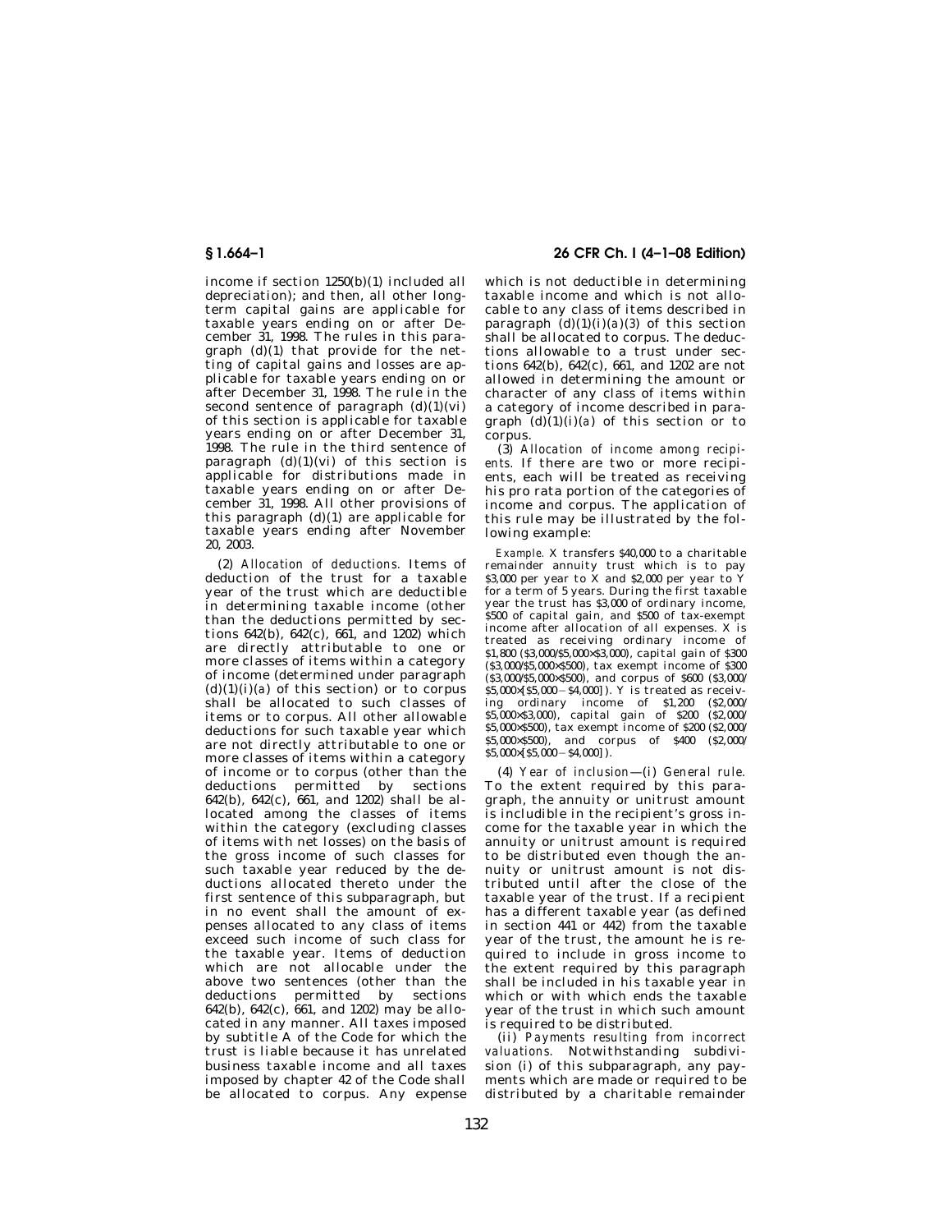income if section 1250(b)(1) included all depreciation); and then, all other long-term capital gains are applicable for taxable years ending on or after December 31, 1998. The rules in this paragraph (d)(1) that provide for the netting of capital gains and losses are applicable for taxable years ending on or after December 31, 1998. The rule in the second sentence of paragraph (d)(1)(vi) of this section is applicable for taxable years ending on or after December 31, 1998. The rule in the third sentence of paragraph (d)(1)(vi) of this section is applicable for distributions made in taxable years ending on or after December 31, 1998. All other provisions of this paragraph (d)(1) are applicable for taxable years ending after November 20, 2003.

(2) *Allocation of deductions.* Items of deduction of the trust for a taxable year of the trust which are deductible in determining taxable income (other than the deductions permitted by sections 642(b), 642(c), 661, and 1202) which are directly attributable to one or more classes of items within a category of income (determined under paragraph (d)(1)(i)(*a*) of this section) or to corpus shall be allocated to such classes of items or to corpus. All other allowable deductions for such taxable year which are not directly attributable to one or more classes of items within a category of income or to corpus (other than the deductions permitted by sections 642(b), 642(c), 661, and 1202) shall be allocated among the classes of items within the category (excluding classes of items with net losses) on the basis of the gross income of such classes for such taxable year reduced by the deductions allocated thereto under the first sentence of this subparagraph, but in no event shall the amount of expenses allocated to any class of items exceed such income of such class for the taxable year. Items of deduction which are not allocable under the above two sentences (other than the deductions permitted by sections 642(b), 642(c), 661, and 1202) may be allocated in any manner. All taxes imposed by subtitle A of the Code for which the trust is liable because it has unrelated business taxable income and all taxes imposed by chapter 42 of the Code shall be allocated to corpus. Any expense which is not deductible in determining taxable income and which is not allocable to any class of items described in paragraph (d)(1)(i)(*a*)(*3*) of this section shall be allocated to corpus. The deductions allowable to a trust under sections 642(b), 642(c), 661, and 1202 are not allowed in determining the amount or character of any class of items within a category of income described in paragraph (d)(1)(i)(*a*) of this section or to corpus.

(3) *Allocation of income among recipients.* If there are two or more recipients, each will be treated as receiving his pro rata portion of the categories of income and corpus. The application of this rule may be illustrated by the following example:

*Example.* X transfers $40,000 to a charitable remainder annuity trust which is to pay $3,000 per year to X and $2,000 per year to Y for a term of 5 years. During the first taxable year the trust has $3,000 of ordinary income, $500 of capital gain, and $500 of tax-exempt income after allocation of all expenses. X is treated as receiving ordinary income of $1,800 ($3,000/$5,000×$3,000), capital gain of $300 ($3,000/$5,000×$500), tax exempt income of $300 ($3,000/$5,000×$500), and corpus of $600 ($3,000/$5,000×[$5,000−$4,000]). Y is treated as receiving ordinary income of $1,200 ($2,000/$5,000×$3,000), capital gain of $200 ($2,000/$5,000×$500), tax exempt income of $200 ($2,000/$5,000×$500), and corpus of $400 ($2,000/$5,000×[$5,000−$4,000]).

(4) *Year of inclusion*—(i) *General rule.* To the extent required by this paragraph, the annuity or unitrust amount is includible in the recipient's gross income for the taxable year in which the annuity or unitrust amount is required to be distributed even though the annuity or unitrust amount is not distributed until after the close of the taxable year of the trust. If a recipient has a different taxable year (as defined in section 441 or 442) from the taxable year of the trust, the amount he is required to include in gross income to the extent required by this paragraph shall be included in his taxable year in which or with which ends the taxable year of the trust in which such amount is required to be distributed.

(ii) *Payments resulting from incorrect valuations.* Notwithstanding subdivision (i) of this subparagraph, any payments which are made or required to be distributed by a charitable remainder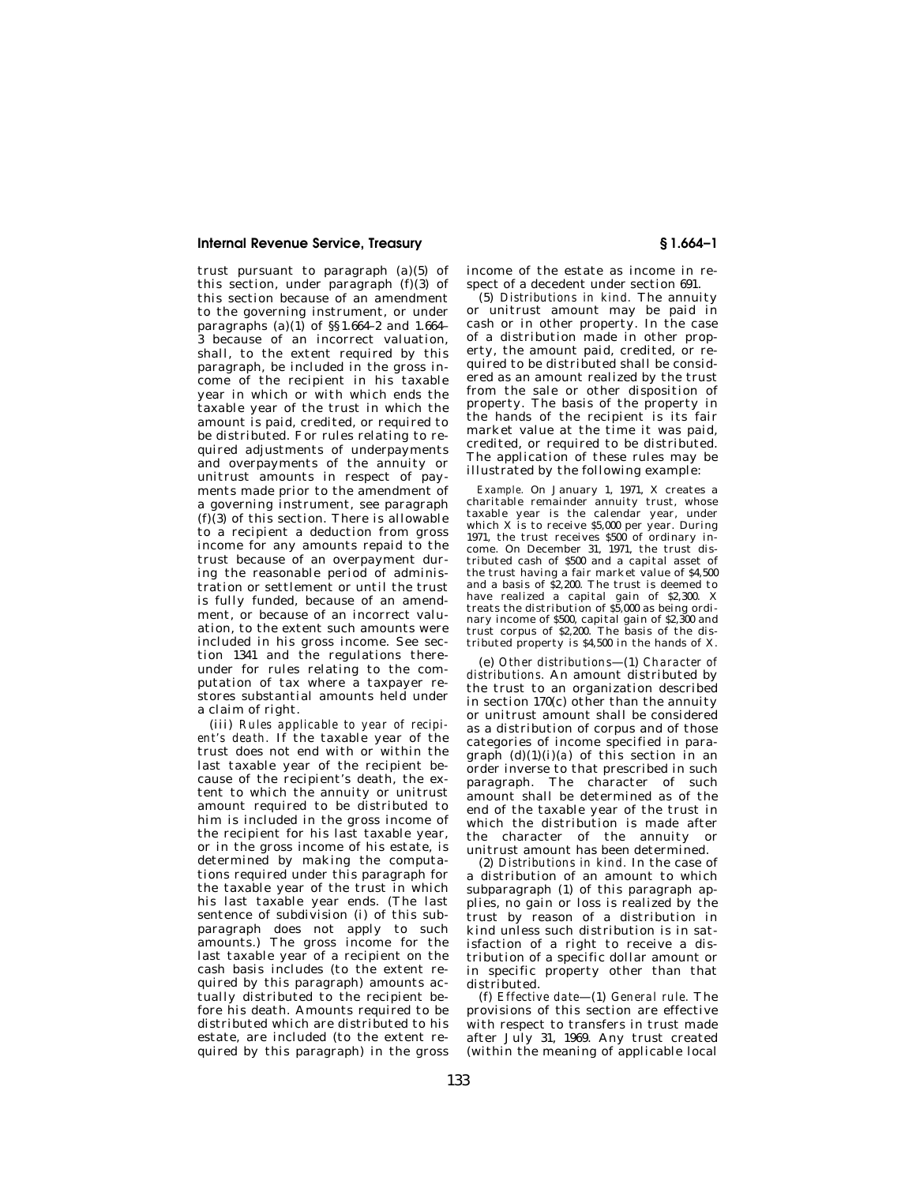trust pursuant to paragraph (a)(5) of this section, under paragraph (f)(3) of this section because of an amendment to the governing instrument, or under paragraphs (a)(1) of §§1.664–2 and 1.664–3 because of an incorrect valuation, shall, to the extent required by this paragraph, be included in the gross income of the recipient in his taxable year in which or with which ends the taxable year of the trust in which the amount is paid, credited, or required to be distributed. For rules relating to required adjustments of underpayments and overpayments of the annuity or unitrust amounts in respect of payments made prior to the amendment of a governing instrument, see paragraph (f)(3) of this section. There is allowable to a recipient a deduction from gross income for any amounts repaid to the trust because of an overpayment during the reasonable period of administration or settlement or until the trust is fully funded, because of an amendment, or because of an incorrect valuation, to the extent such amounts were included in his gross income. See section 1341 and the regulations thereunder for rules relating to the computation of tax where a taxpayer restores substantial amounts held under a claim of right.

(iii) *Rules applicable to year of recipient's death.* If the taxable year of the trust does not end with or within the last taxable year of the recipient because of the recipient's death, the extent to which the annuity or unitrust amount required to be distributed to him is included in the gross income of the recipient for his last taxable year, or in the gross income of his estate, is determined by making the computations required under this paragraph for the taxable year of the trust in which his last taxable year ends. (The last sentence of subdivision (i) of this subparagraph does not apply to such amounts.) The gross income for the last taxable year of a recipient on the cash basis includes (to the extent required by this paragraph) amounts actually distributed to the recipient before his death. Amounts required to be distributed which are distributed to his estate, are included (to the extent required by this paragraph) in the gross income of the estate as income in respect of a decedent under section 691.

(5) *Distributions in kind.* The annuity or unitrust amount may be paid in cash or in other property. In the case of a distribution made in other property, the amount paid, credited, or required to be distributed shall be considered as an amount realized by the trust from the sale or other disposition of property. The basis of the property in the hands of the recipient is its fair market value at the time it was paid, credited, or required to be distributed. The application of these rules may be illustrated by the following example:

*Example.* On January 1, 1971, X creates a charitable remainder annuity trust, whose taxable year is the calendar year, under which X is to receive $5,000 per year. During 1971, the trust receives $500 of ordinary income. On December 31, 1971, the trust distributed cash of $500 and a capital asset of the trust having a fair market value of $4,500 and a basis of $2,200. The trust is deemed to have realized a capital gain of $2,300. X treats the distribution of $5,000 as being ordinary income of $500, capital gain of $2,300 and trust corpus of $2,200. The basis of the distributed property is $4,500 in the hands of X.

(e) *Other distributions*—(1) *Character of distributions.* An amount distributed by the trust to an organization described in section 170(c) other than the annuity or unitrust amount shall be considered as a distribution of corpus and of those categories of income specified in paragraph (d)(1)(i)(*a*) of this section in an order inverse to that prescribed in such paragraph. The character of such amount shall be determined as of the end of the taxable year of the trust in which the distribution is made after the character of the annuity or unitrust amount has been determined.

(2) *Distributions in kind.* In the case of a distribution of an amount to which subparagraph (1) of this paragraph applies, no gain or loss is realized by the trust by reason of a distribution in kind unless such distribution is in satisfaction of a right to receive a distribution of a specific dollar amount or in specific property other than that distributed.

(f) *Effective date*—(1) *General rule.* The provisions of this section are effective with respect to transfers in trust made after July 31, 1969. Any trust created (within the meaning of applicable local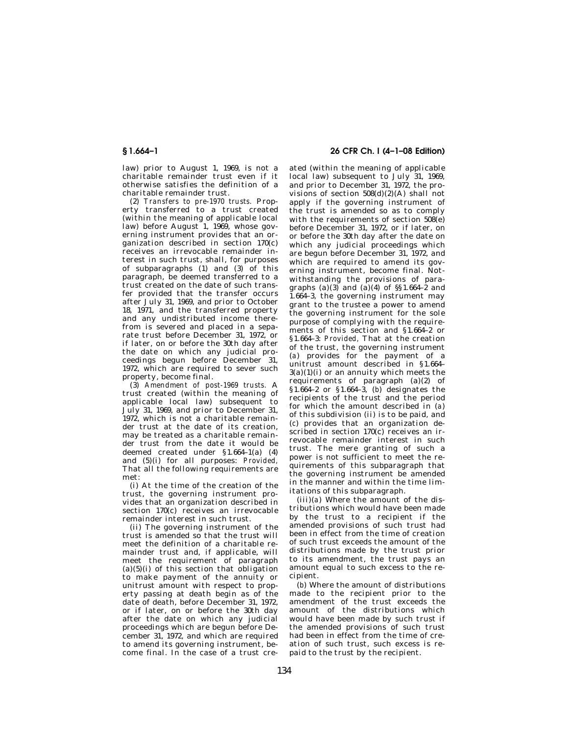law) prior to August 1, 1969, is not a charitable remainder trust even if it otherwise satisfies the definition of a charitable remainder trust.

(2) *Transfers to pre-1970 trusts.* Property transferred to a trust created (within the meaning of applicable local law) before August 1, 1969, whose governing instrument provides that an organization described in section 170(c) receives an irrevocable remainder interest in such trust, shall, for purposes of subparagraphs (1) and (3) of this paragraph, be deemed transferred to a trust created on the date of such transfer provided that the transfer occurs after July 31, 1969, and prior to October 18, 1971, and the transferred property and any undistributed income therefrom is severed and placed in a separate trust before December 31, 1972, or if later, on or before the 30th day after the date on which any judicial proceedings begun before December 31, 1972, which are required to sever such property, become final.

(3) *Amendment of post-1969 trusts.* A trust created (within the meaning of applicable local law) subsequent to July 31, 1969, and prior to December 31, 1972, which is not a charitable remainder trust at the date of its creation, may be treated as a charitable remainder trust from the date it would be deemed created under §1.664-1(a) (4) and (5)(i) for all purposes: *Provided,* That all the following requirements are met:

(i) At the time of the creation of the trust, the governing instrument provides that an organization described in section 170(c) receives an irrevocable remainder interest in such trust.

(ii) The governing instrument of the trust is amended so that the trust will meet the definition of a charitable remainder trust and, if applicable, will meet the requirement of paragraph (a)(5)(i) of this section that obligation to make payment of the annuity or unitrust amount with respect to property passing at death begin as of the date of death, before December 31, 1972, or if later, on or before the 30th day after the date on which any judicial proceedings which are begun before December 31, 1972, and which are required to amend its governing instrument, become final. In the case of a trust created (within the meaning of applicable local law) subsequent to July 31, 1969, and prior to December 31, 1972, the provisions of section 508(d)(2)(A) shall not apply if the governing instrument of the trust is amended so as to comply with the requirements of section 508(e) before December 31, 1972, or if later, on or before the 30th day after the date on which any judicial proceedings which are begun before December 31, 1972, and which are required to amend its governing instrument, become final. Notwithstanding the provisions of paragraphs (a)(3) and (a)(4) of §§1.664-2 and 1.664-3, the governing instrument may grant to the trustee a power to amend the governing instrument for the sole purpose of complying with the requirements of this section and §1.664-2 or §1.664-3: *Provided,* That at the creation of the trust, the governing instrument (*a*) provides for the payment of a unitrust amount described in §1.664-3(a)(1)(i) or an annuity which meets the requirements of paragraph (a)(2) of §1.664-2 or §1.664-3, (*b*) designates the recipients of the trust and the period for which the amount described in (*a*) of this subdivision (ii) is to be paid, and (*c*) provides that an organization described in section 170(c) receives an irrevocable remainder interest in such trust. The mere granting of such a power is not sufficient to meet the requirements of this subparagraph that the governing instrument be amended in the manner and within the time limitations of this subparagraph.

(iii)(*a*) Where the amount of the distributions which would have been made by the trust to a recipient if the amended provisions of such trust had been in effect from the time of creation of such trust exceeds the amount of the distributions made by the trust prior to its amendment, the trust pays an amount equal to such excess to the recipient.

(*b*) Where the amount of distributions made to the recipient prior to the amendment of the trust exceeds the amount of the distributions which would have been made by such trust if the amended provisions of such trust had been in effect from the time of creation of such trust, such excess is repaid to the trust by the recipient.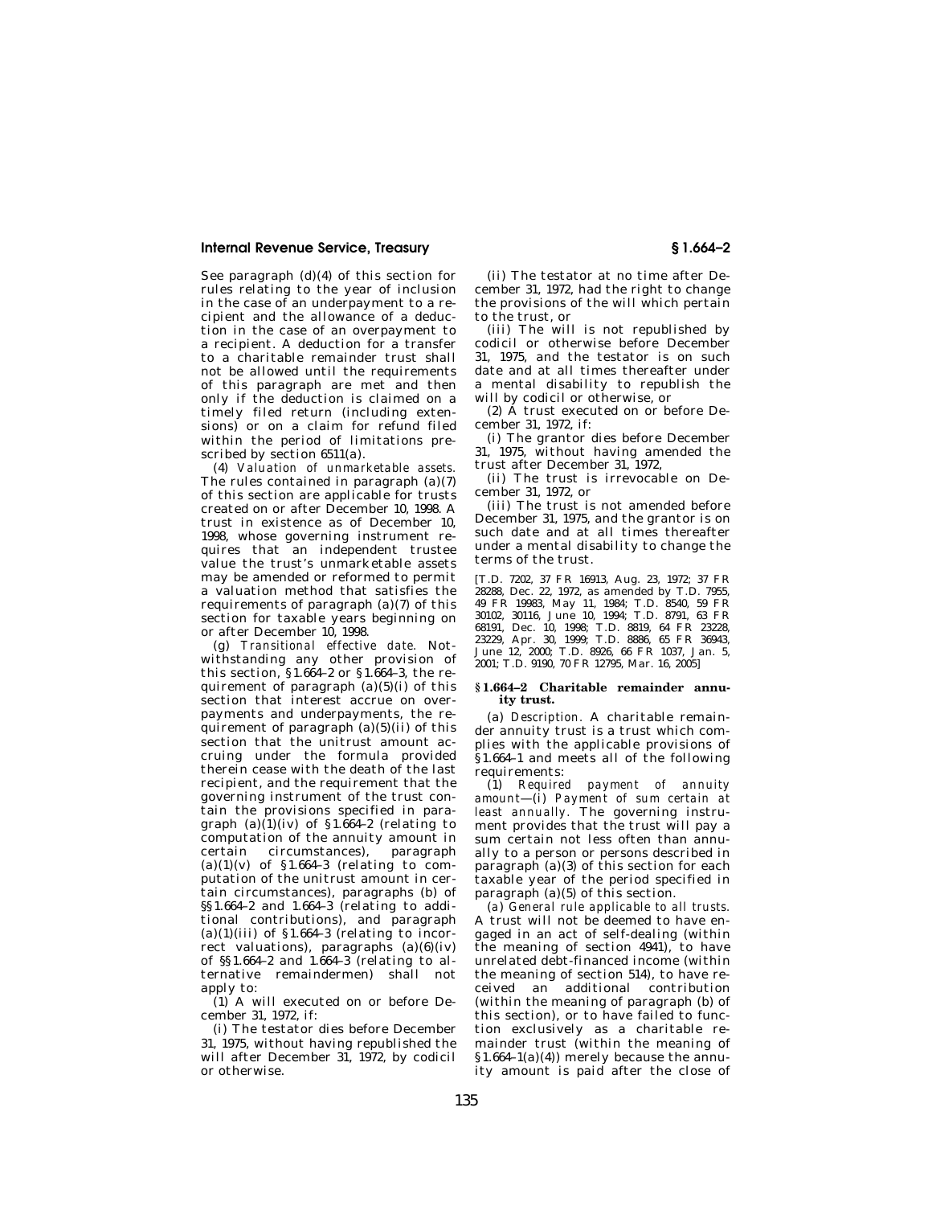See paragraph (d)(4) of this section for rules relating to the year of inclusion in the case of an underpayment to a recipient and the allowance of a deduction in the case of an overpayment to a recipient. A deduction for a transfer to a charitable remainder trust shall not be allowed until the requirements of this paragraph are met and then only if the deduction is claimed on a timely filed return (including extensions) or on a claim for refund filed within the period of limitations prescribed by section 6511(a).

(4) *Valuation of unmarketable assets.* The rules contained in paragraph (a)(7) of this section are applicable for trusts created on or after December 10, 1998. A trust in existence as of December 10, 1998, whose governing instrument requires that an independent trustee value the trust's unmarketable assets may be amended or reformed to permit a valuation method that satisfies the requirements of paragraph (a)(7) of this section for taxable years beginning on or after December 10, 1998.

(g) *Transitional effective date.* Notwithstanding any other provision of this section, §1.664–2 or §1.664–3, the requirement of paragraph (a)(5)(i) of this section that interest accrue on overpayments and underpayments, the requirement of paragraph (a)(5)(ii) of this section that the unitrust amount accruing under the formula provided therein cease with the death of the last recipient, and the requirement that the governing instrument of the trust contain the provisions specified in paragraph (a)(1)(iv) of §1.664–2 (relating to computation of the annuity amount in certain circumstances), paragraph (a)(1)(v) of §1.664–3 (relating to computation of the unitrust amount in certain circumstances), paragraphs (b) of §§1.664–2 and 1.664–3 (relating to additional contributions), and paragraph (a)(1)(iii) of §1.664–3 (relating to incorrect valuations), paragraphs (a)(6)(iv) of §§1.664–2 and 1.664–3 (relating to alternative remaindermen) shall not apply to:

(1) A will executed on or before December 31, 1972, if:

(i) The testator dies before December 31, 1975, without having republished the will after December 31, 1972, by codicil or otherwise.

(ii) The testator at no time after December 31, 1972, had the right to change the provisions of the will which pertain to the trust, or

(iii) The will is not republished by codicil or otherwise before December 31, 1975, and the testator is on such date and at all times thereafter under a mental disability to republish the will by codicil or otherwise, or

(2) A trust executed on or before December 31, 1972, if:

(i) The grantor dies before December 31, 1975, without having amended the trust after December 31, 1972,

(ii) The trust is irrevocable on December 31, 1972, or

(iii) The trust is not amended before December 31, 1975, and the grantor is on such date and at all times thereafter under a mental disability to change the terms of the trust.

[T.D. 7202, 37 FR 16913, Aug. 23, 1972; 37 FR 28288, Dec. 22, 1972, as amended by T.D. 7955, 49 FR 19983, May 11, 1984; T.D. 8540, 59 FR 30102, 30116, June 10, 1994; T.D. 8791, 63 FR 68191, Dec. 10, 1998; T.D. 8819, 64 FR 23228, 23229, Apr. 30, 1999; T.D. 8886, 65 FR 36943, June 12, 2000; T.D. 8926, 66 FR 1037, Jan. 5, 2001; T.D. 9190, 70 FR 12795, Mar. 16, 2005]

### §1.664–2 Charitable remainder annuity trust.

(a) *Description.* A charitable remainder annuity trust is a trust which complies with the applicable provisions of §1.664–1 and meets all of the following requirements:

(1) *Required payment of annuity amount*—(i) *Payment of sum certain at least annually.* The governing instrument provides that the trust will pay a sum certain not less often than annually to a person or persons described in paragraph (a)(3) of this section for each taxable year of the period specified in paragraph (a)(5) of this section.

(a) *General rule applicable to all trusts.* A trust will not be deemed to have engaged in an act of self-dealing (within the meaning of section 4941), to have unrelated debt-financed income (within the meaning of section 514), to have received an additional contribution (within the meaning of paragraph (b) of this section), or to have failed to function exclusively as a charitable remainder trust (within the meaning of §1.664–1(a)(4)) merely because the annuity amount is paid after the close of